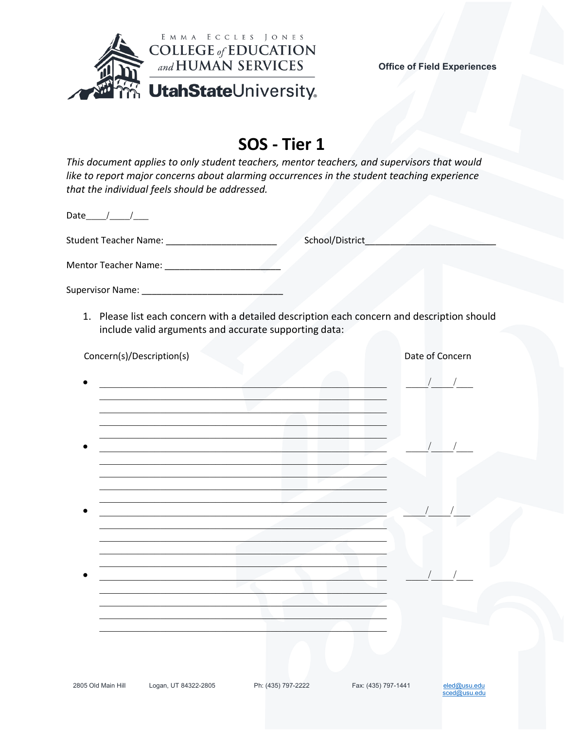Emma Eccles Jones
COLLEGE of EDUCATION and HUMAN SERVICES
UtahStateUniversity

**Office of Field Experiences**

# SOS - Tier 1

*This document applies to only student teachers, mentor teachers, and supervisors that would like to report major concerns about alarming occurrences in the student teaching experience that the individual feels should be addressed.*

Date____/____/___

Student Teacher Name: ______________________ School/District__________________________

Mentor Teacher Name: _______________________

Supervisor Name: ___________________________

1. Please list each concern with a detailed description each concern and description should include valid arguments and accurate supporting data:

| Concern(s)/Description(s) | Date of Concern |
|---|---|
| • ________________________________________ | ____/____/___ |
| • ________________________________________ | ____/____/___ |
| • ________________________________________ | ____/____/___ |
| • ________________________________________ | ____/____/___ |

2805 Old Main Hill Logan, UT 84322-2805 Ph: (435) 797-2222 Fax: (435) 797-1441 eled@usu.edu sced@usu.edu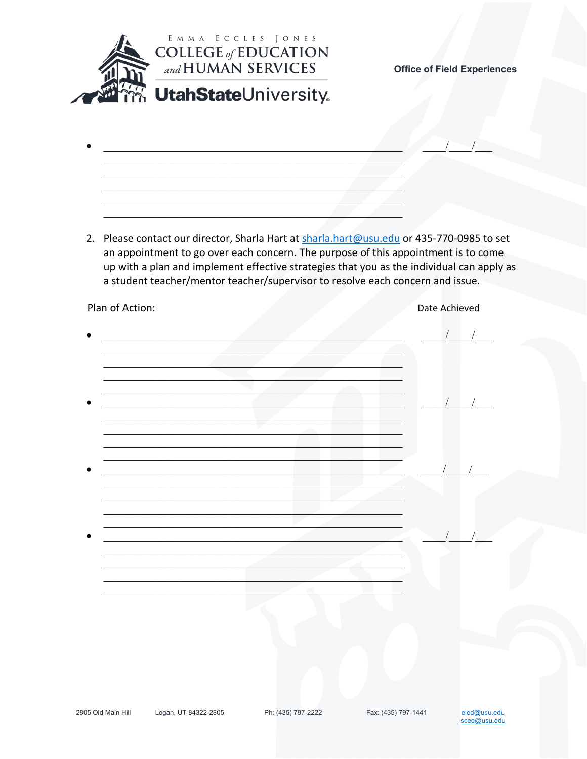- ______________________________________________ ____/____/___
  ______________________________________________
  ______________________________________________
  ______________________________________________
  ______________________________________________
  ______________________________________________

2. Please contact our director, Sharla Hart at sharla.hart@usu.edu or 435-770-0985 to set an appointment to go over each concern. The purpose of this appointment is to come up with a plan and implement effective strategies that you as the individual can apply as a student teacher/mentor teacher/supervisor to resolve each concern and issue.

Plan of Action: Date Achieved

- ______________________________________________ ____/____/___
  ______________________________________________
  ______________________________________________
  ______________________________________________
  ______________________________________________
- ______________________________________________ ____/____/___
  ______________________________________________
  ______________________________________________
  ______________________________________________
  ______________________________________________
- ______________________________________________ ____/____/___
  ______________________________________________
  ______________________________________________
  ______________________________________________
  ______________________________________________
- ______________________________________________ ____/____/___
  ______________________________________________
  ______________________________________________
  ______________________________________________
  ______________________________________________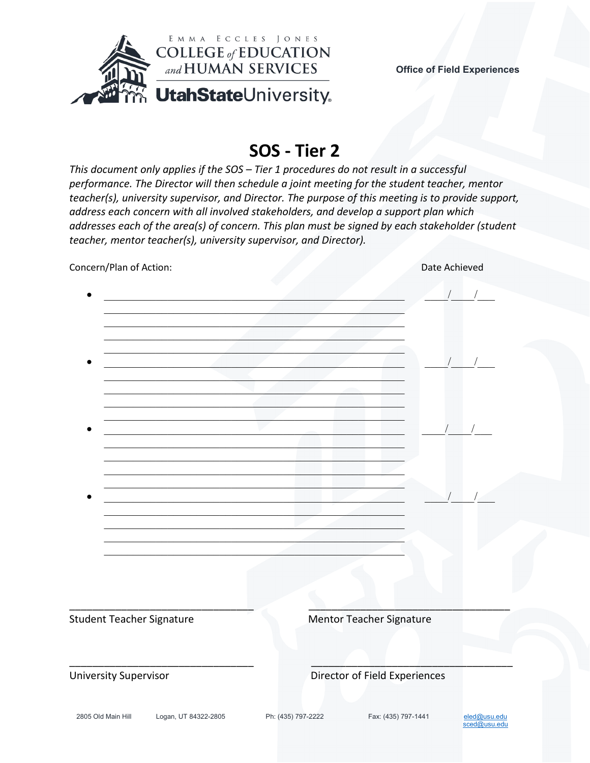EMMA ECCLES JONES
COLLEGE *of* EDUCATION *and* HUMAN SERVICES
UtahStateUniversity

**Office of Field Experiences**

# SOS - Tier 2

*This document only applies if the SOS – Tier 1 procedures do not result in a successful performance. The Director will then schedule a joint meeting for the student teacher, mentor teacher(s), university supervisor, and Director. The purpose of this meeting is to provide support, address each concern with all involved stakeholders, and develop a support plan which addresses each of the area(s) of concern. This plan must be signed by each stakeholder (student teacher, mentor teacher(s), university supervisor, and Director).*

Concern/Plan of Action: Date Achieved

- ______________________________________________ ____/____/___
  ______________________________________________
  ______________________________________________
  ______________________________________________
  ______________________________________________
- ______________________________________________ ____/____/___
  ______________________________________________
  ______________________________________________
  ______________________________________________
  ______________________________________________
- ______________________________________________ ____/____/___
  ______________________________________________
  ______________________________________________
  ______________________________________________
  ______________________________________________
- ______________________________________________ ____/____/___
  ______________________________________________
  ______________________________________________
  ______________________________________________
  ______________________________________________

______________________________ ______________________________
Student Teacher Signature Mentor Teacher Signature

______________________________ ______________________________
University Supervisor Director of Field Experiences

2805 Old Main Hill Logan, UT 84322-2805 Ph: (435) 797-2222 Fax: (435) 797-1441 eled@usu.edu sced@usu.edu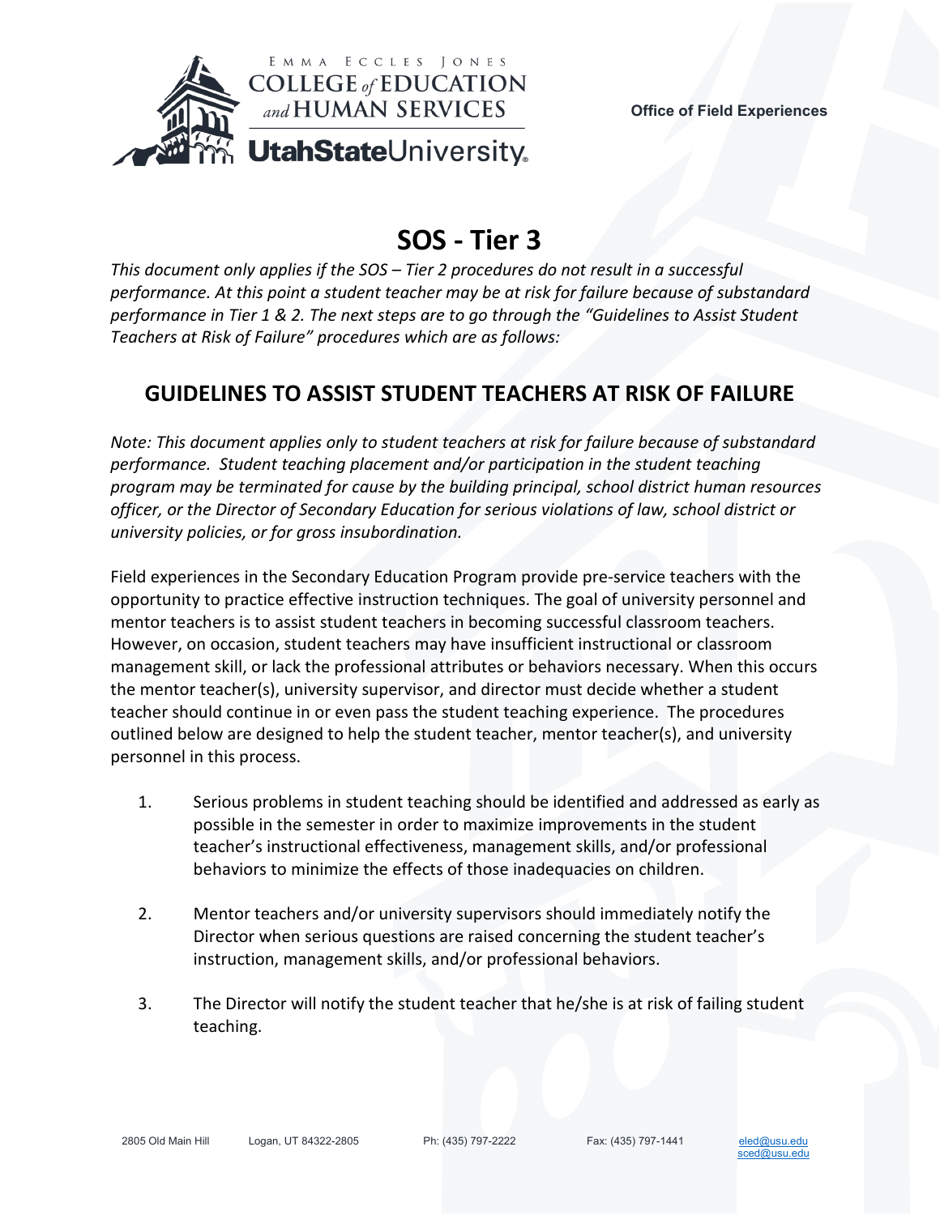# SOS - Tier 3

*This document only applies if the SOS – Tier 2 procedures do not result in a successful performance. At this point a student teacher may be at risk for failure because of substandard performance in Tier 1 & 2. The next steps are to go through the "Guidelines to Assist Student Teachers at Risk of Failure" procedures which are as follows:*

## GUIDELINES TO ASSIST STUDENT TEACHERS AT RISK OF FAILURE

*Note: This document applies only to student teachers at risk for failure because of substandard performance. Student teaching placement and/or participation in the student teaching program may be terminated for cause by the building principal, school district human resources officer, or the Director of Secondary Education for serious violations of law, school district or university policies, or for gross insubordination.*

Field experiences in the Secondary Education Program provide pre-service teachers with the opportunity to practice effective instruction techniques. The goal of university personnel and mentor teachers is to assist student teachers in becoming successful classroom teachers. However, on occasion, student teachers may have insufficient instructional or classroom management skill, or lack the professional attributes or behaviors necessary. When this occurs the mentor teacher(s), university supervisor, and director must decide whether a student teacher should continue in or even pass the student teaching experience. The procedures outlined below are designed to help the student teacher, mentor teacher(s), and university personnel in this process.

1. Serious problems in student teaching should be identified and addressed as early as possible in the semester in order to maximize improvements in the student teacher's instructional effectiveness, management skills, and/or professional behaviors to minimize the effects of those inadequacies on children.

2. Mentor teachers and/or university supervisors should immediately notify the Director when serious questions are raised concerning the student teacher's instruction, management skills, and/or professional behaviors.

3. The Director will notify the student teacher that he/she is at risk of failing student teaching.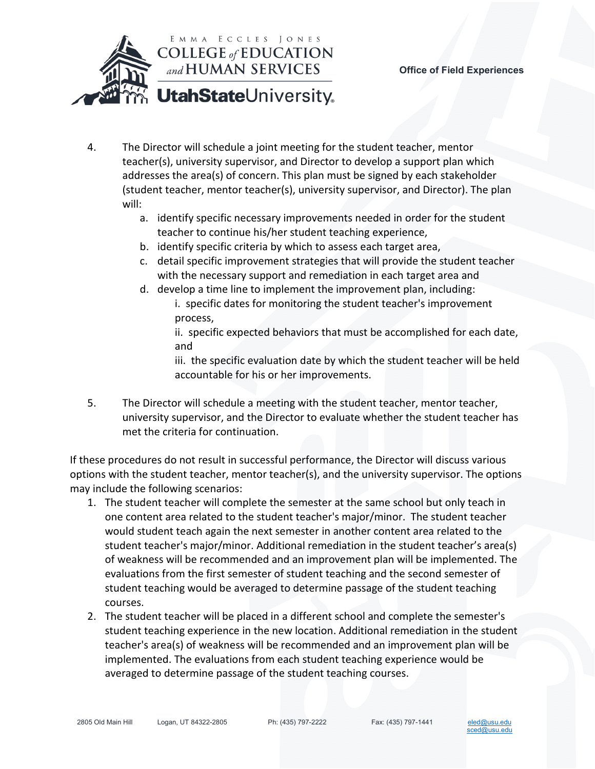4. The Director will schedule a joint meeting for the student teacher, mentor teacher(s), university supervisor, and Director to develop a support plan which addresses the area(s) of concern. This plan must be signed by each stakeholder (student teacher, mentor teacher(s), university supervisor, and Director). The plan will:
   a. identify specific necessary improvements needed in order for the student teacher to continue his/her student teaching experience,
   b. identify specific criteria by which to assess each target area,
   c. detail specific improvement strategies that will provide the student teacher with the necessary support and remediation in each target area and
   d. develop a time line to implement the improvement plan, including:
      i. specific dates for monitoring the student teacher's improvement process,
      ii. specific expected behaviors that must be accomplished for each date, and
      iii. the specific evaluation date by which the student teacher will be held accountable for his or her improvements.

5. The Director will schedule a meeting with the student teacher, mentor teacher, university supervisor, and the Director to evaluate whether the student teacher has met the criteria for continuation.

If these procedures do not result in successful performance, the Director will discuss various options with the student teacher, mentor teacher(s), and the university supervisor. The options may include the following scenarios:

1. The student teacher will complete the semester at the same school but only teach in one content area related to the student teacher's major/minor. The student teacher would student teach again the next semester in another content area related to the student teacher's major/minor. Additional remediation in the student teacher's area(s) of weakness will be recommended and an improvement plan will be implemented. The evaluations from the first semester of student teaching and the second semester of student teaching would be averaged to determine passage of the student teaching courses.
2. The student teacher will be placed in a different school and complete the semester's student teaching experience in the new location. Additional remediation in the student teacher's area(s) of weakness will be recommended and an improvement plan will be implemented. The evaluations from each student teaching experience would be averaged to determine passage of the student teaching courses.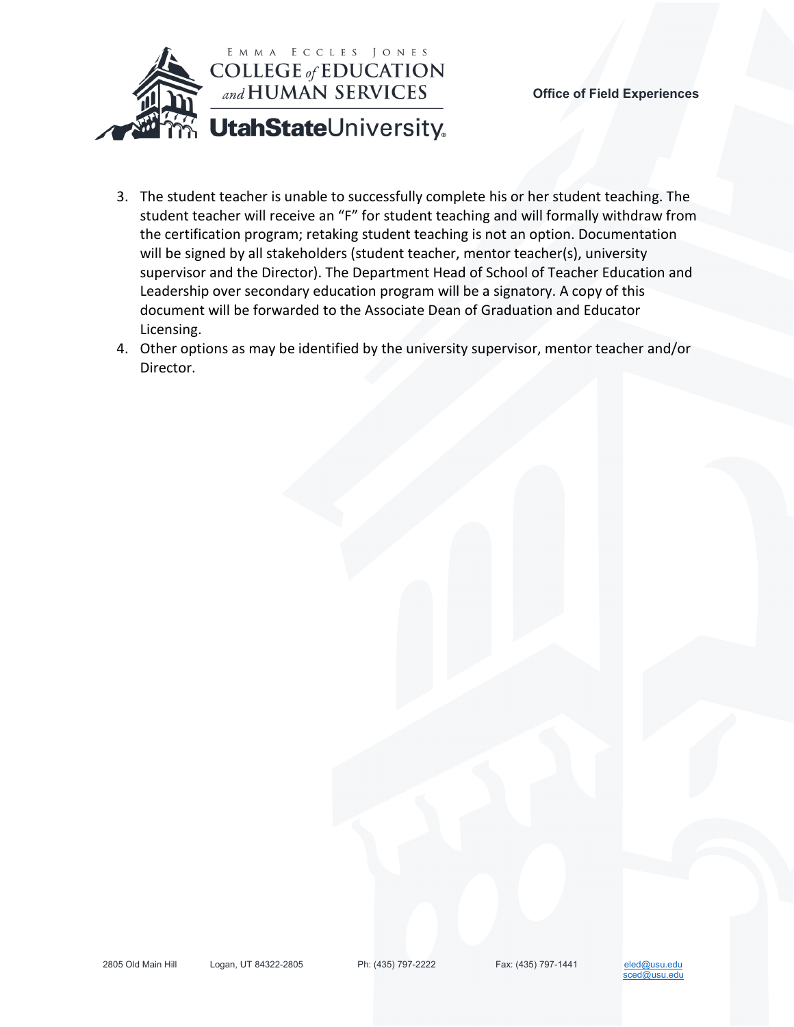3. The student teacher is unable to successfully complete his or her student teaching. The student teacher will receive an “F” for student teaching and will formally withdraw from the certification program; retaking student teaching is not an option. Documentation will be signed by all stakeholders (student teacher, mentor teacher(s), university supervisor and the Director). The Department Head of School of Teacher Education and Leadership over secondary education program will be a signatory. A copy of this document will be forwarded to the Associate Dean of Graduation and Educator Licensing.
4. Other options as may be identified by the university supervisor, mentor teacher and/or Director.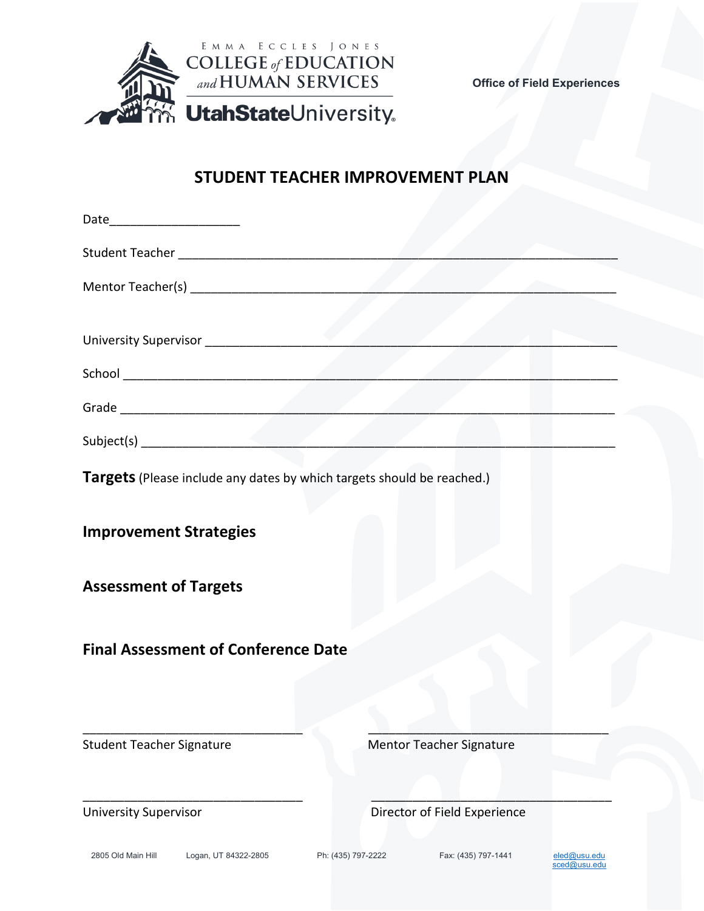Emma Eccles Jones
COLLEGE *of* EDUCATION
*and* HUMAN SERVICES
UtahStateUniversity

**Office of Field Experiences**

# STUDENT TEACHER IMPROVEMENT PLAN

Date___________________

Student Teacher ________________________________________________________________

Mentor Teacher(s) ______________________________________________________________

University Supervisor ____________________________________________________________

School __________________________________________________________________________

Grade __________________________________________________________________________

Subject(s) ______________________________________________________________________

**Targets** (Please include any dates by which targets should be reached.)

## Improvement Strategies

## Assessment of Targets

## Final Assessment of Conference Date

_________________________________
Student Teacher Signature

_________________________________
Mentor Teacher Signature

_________________________________
University Supervisor

_________________________________
Director of Field Experience

2805 Old Main Hill    Logan, UT 84322-2805    Ph: (435) 797-2222    Fax: (435) 797-1441    eled@usu.edu sced@usu.edu